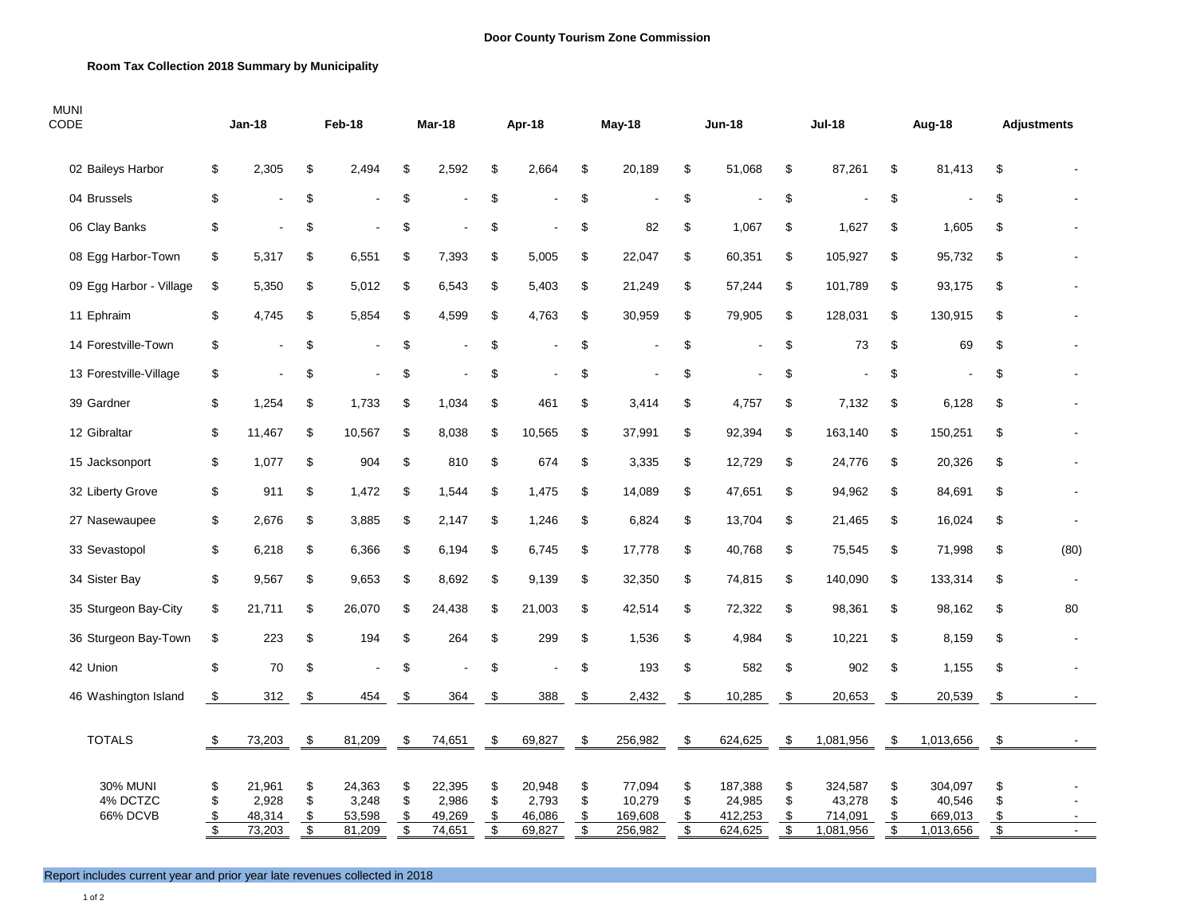**Door County Tourism Zone Commission**

**Room Tax Collection 2018 Summary by Municipality**

| MUNI CODE | Jan-18 | Feb-18 | Mar-18 | Apr-18 | May-18 | Jun-18 | Jul-18 | Aug-18 | Adjustments |
|---|---|---|---|---|---|---|---|---|---|
| 02 Baileys Harbor | $ 2,305 | $ 2,494 | $ 2,592 | $ 2,664 | $ 20,189 | $ 51,068 | $ 87,261 | $ 81,413 | $ - |
| 04 Brussels | $ - | $ - | $ - | $ - | $ - | $ - | $ - | $ - | $ - |
| 06 Clay Banks | $ - | $ - | $ - | $ - | $ 82 | $ 1,067 | $ 1,627 | $ 1,605 | $ - |
| 08 Egg Harbor-Town | $ 5,317 | $ 6,551 | $ 7,393 | $ 5,005 | $ 22,047 | $ 60,351 | $ 105,927 | $ 95,732 | $ - |
| 09 Egg Harbor - Village | $ 5,350 | $ 5,012 | $ 6,543 | $ 5,403 | $ 21,249 | $ 57,244 | $ 101,789 | $ 93,175 | $ - |
| 11 Ephraim | $ 4,745 | $ 5,854 | $ 4,599 | $ 4,763 | $ 30,959 | $ 79,905 | $ 128,031 | $ 130,915 | $ - |
| 14 Forestville-Town | $ - | $ - | $ - | $ - | $ - | $ - | $ 73 | $ 69 | $ - |
| 13 Forestville-Village | $ - | $ - | $ - | $ - | $ - | $ - | $ - | $ - | $ - |
| 39 Gardner | $ 1,254 | $ 1,733 | $ 1,034 | $ 461 | $ 3,414 | $ 4,757 | $ 7,132 | $ 6,128 | $ - |
| 12 Gibraltar | $ 11,467 | $ 10,567 | $ 8,038 | $ 10,565 | $ 37,991 | $ 92,394 | $ 163,140 | $ 150,251 | $ - |
| 15 Jacksonport | $ 1,077 | $ 904 | $ 810 | $ 674 | $ 3,335 | $ 12,729 | $ 24,776 | $ 20,326 | $ - |
| 32 Liberty Grove | $ 911 | $ 1,472 | $ 1,544 | $ 1,475 | $ 14,089 | $ 47,651 | $ 94,962 | $ 84,691 | $ - |
| 27 Nasewaupee | $ 2,676 | $ 3,885 | $ 2,147 | $ 1,246 | $ 6,824 | $ 13,704 | $ 21,465 | $ 16,024 | $ - |
| 33 Sevastopol | $ 6,218 | $ 6,366 | $ 6,194 | $ 6,745 | $ 17,778 | $ 40,768 | $ 75,545 | $ 71,998 | $ (80) |
| 34 Sister Bay | $ 9,567 | $ 9,653 | $ 8,692 | $ 9,139 | $ 32,350 | $ 74,815 | $ 140,090 | $ 133,314 | $ - |
| 35 Sturgeon Bay-City | $ 21,711 | $ 26,070 | $ 24,438 | $ 21,003 | $ 42,514 | $ 72,322 | $ 98,361 | $ 98,162 | $ 80 |
| 36 Sturgeon Bay-Town | $ 223 | $ 194 | $ 264 | $ 299 | $ 1,536 | $ 4,984 | $ 10,221 | $ 8,159 | $ - |
| 42 Union | $ 70 | $ - | $ - | $ - | $ 193 | $ 582 | $ 902 | $ 1,155 | $ - |
| 46 Washington Island | $ 312 | $ 454 | $ 364 | $ 388 | $ 2,432 | $ 10,285 | $ 20,653 | $ 20,539 | $ - |
| TOTALS | $ 73,203 | $ 81,209 | $ 74,651 | $ 69,827 | $ 256,982 | $ 624,625 | $ 1,081,956 | $ 1,013,656 | $ - |
| 30% MUNI | $ 21,961 | $ 24,363 | $ 22,395 | $ 20,948 | $ 77,094 | $ 187,388 | $ 324,587 | $ 304,097 | $ - |
| 4% DCTZC | $ 2,928 | $ 3,248 | $ 2,986 | $ 2,793 | $ 10,279 | $ 24,985 | $ 43,278 | $ 40,546 | $ - |
| 66% DCVB | $ 48,314 | $ 53,598 | $ 49,269 | $ 46,086 | $ 169,608 | $ 412,253 | $ 714,091 | $ 669,013 | $ - |
| | $ 73,203 | $ 81,209 | $ 74,651 | $ 69,827 | $ 256,982 | $ 624,625 | $ 1,081,956 | $ 1,013,656 | $ - |

Report includes current year and prior year late revenues collected in 2018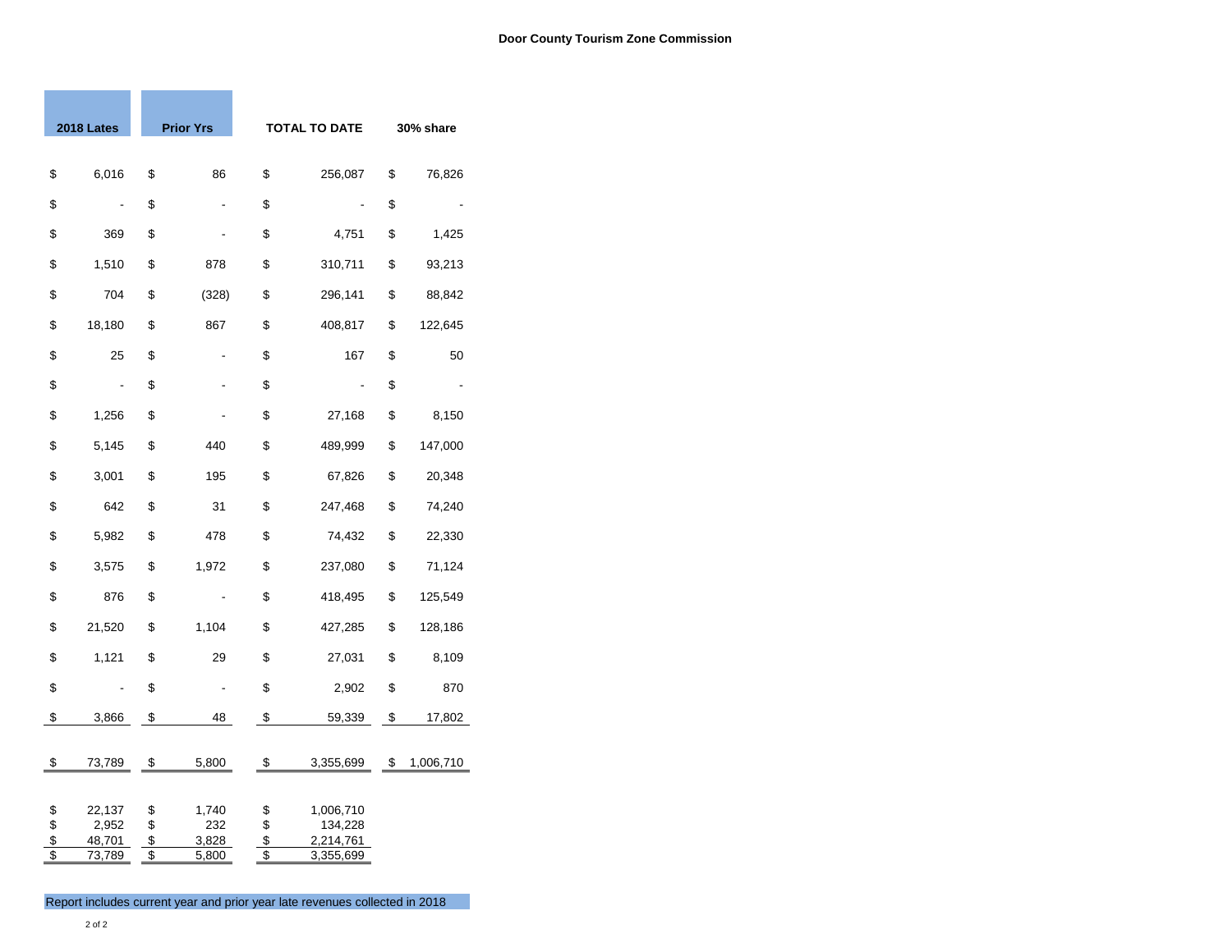**Door County Tourism Zone Commission**

| 2018 Lates | Prior Yrs | TOTAL TO DATE | 30% share |
|---|---|---|---|
| $ 6,016 | $ 86 | $ 256,087 | $ 76,826 |
| $ - | $ - | $ - | $ - |
| $ 369 | $ - | $ 4,751 | $ 1,425 |
| $ 1,510 | $ 878 | $ 310,711 | $ 93,213 |
| $ 704 | $ (328) | $ 296,141 | $ 88,842 |
| $ 18,180 | $ 867 | $ 408,817 | $ 122,645 |
| $ 25 | $ - | $ 167 | $ 50 |
| $ - | $ - | $ - | $ - |
| $ 1,256 | $ - | $ 27,168 | $ 8,150 |
| $ 5,145 | $ 440 | $ 489,999 | $ 147,000 |
| $ 3,001 | $ 195 | $ 67,826 | $ 20,348 |
| $ 642 | $ 31 | $ 247,468 | $ 74,240 |
| $ 5,982 | $ 478 | $ 74,432 | $ 22,330 |
| $ 3,575 | $ 1,972 | $ 237,080 | $ 71,124 |
| $ 876 | $ - | $ 418,495 | $ 125,549 |
| $ 21,520 | $ 1,104 | $ 427,285 | $ 128,186 |
| $ 1,121 | $ 29 | $ 27,031 | $ 8,109 |
| $ - | $ - | $ 2,902 | $ 870 |
| $ 3,866 | $ 48 | $ 59,339 | $ 17,802 |
| $ 73,789 | $ 5,800 | $ 3,355,699 | $ 1,006,710 |
| $ 22,137 | $ 1,740 | $ 1,006,710 | |
| $ 2,952 | $ 232 | $ 134,228 | |
| $ 48,701 | $ 3,828 | $ 2,214,761 | |
| $ 73,789 | $ 5,800 | $ 3,355,699 | |

Report includes current year and prior year late revenues collected in 2018